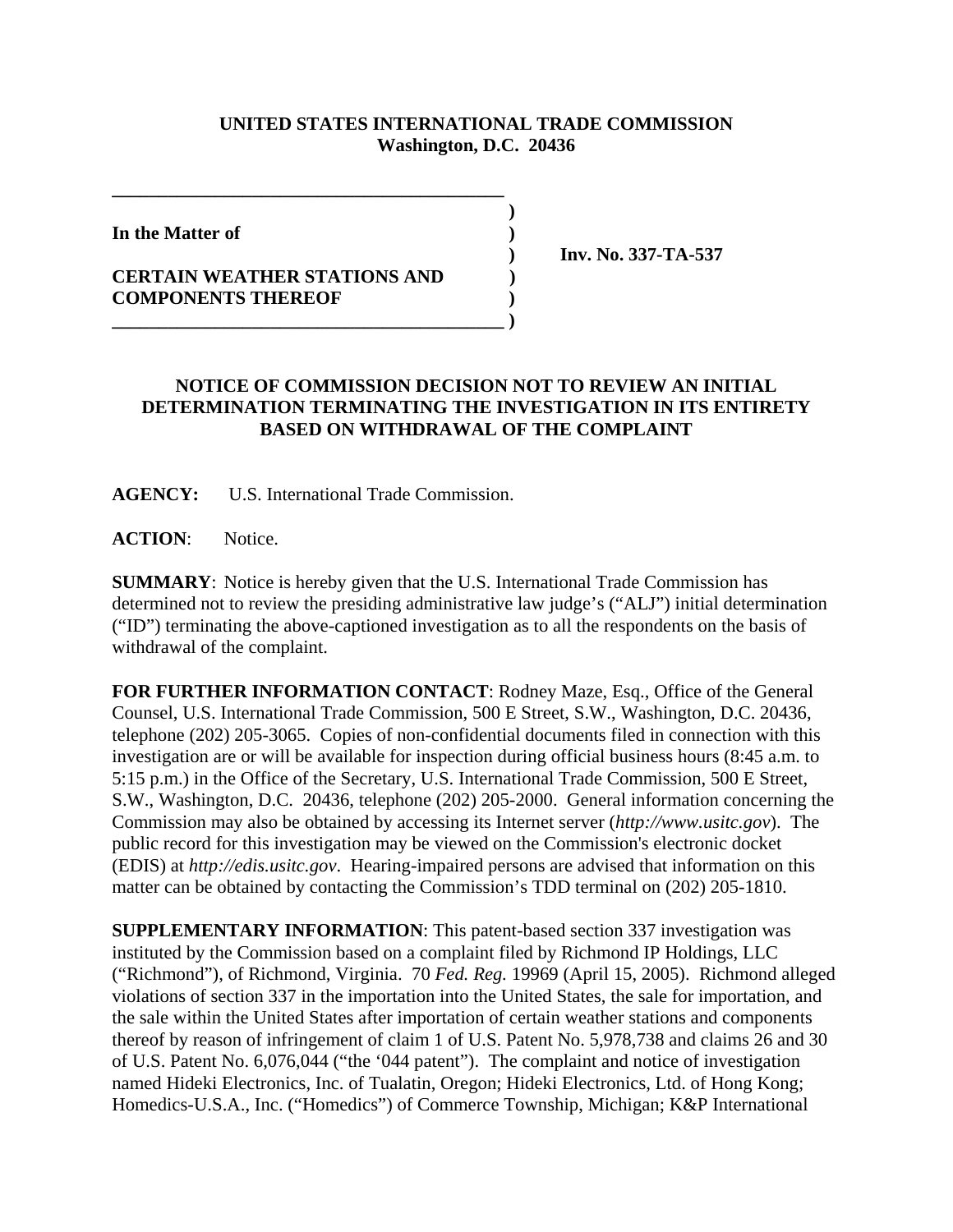**UNITED STATES INTERNATIONAL TRADE COMMISSION**
**Washington, D.C. 20436**

**In the Matter of**

**CERTAIN WEATHER STATIONS AND COMPONENTS THEREOF**

**Inv. No. 337-TA-537**

## NOTICE OF COMMISSION DECISION NOT TO REVIEW AN INITIAL DETERMINATION TERMINATING THE INVESTIGATION IN ITS ENTIRETY BASED ON WITHDRAWAL OF THE COMPLAINT

**AGENCY:** U.S. International Trade Commission.

**ACTION**: Notice.

**SUMMARY**: Notice is hereby given that the U.S. International Trade Commission has determined not to review the presiding administrative law judge's ("ALJ") initial determination ("ID") terminating the above-captioned investigation as to all the respondents on the basis of withdrawal of the complaint.

**FOR FURTHER INFORMATION CONTACT**: Rodney Maze, Esq., Office of the General Counsel, U.S. International Trade Commission, 500 E Street, S.W., Washington, D.C. 20436, telephone (202) 205-3065. Copies of non-confidential documents filed in connection with this investigation are or will be available for inspection during official business hours (8:45 a.m. to 5:15 p.m.) in the Office of the Secretary, U.S. International Trade Commission, 500 E Street, S.W., Washington, D.C. 20436, telephone (202) 205-2000. General information concerning the Commission may also be obtained by accessing its Internet server (*http://www.usitc.gov*). The public record for this investigation may be viewed on the Commission's electronic docket (EDIS) at *http://edis.usitc.gov*. Hearing-impaired persons are advised that information on this matter can be obtained by contacting the Commission's TDD terminal on (202) 205-1810.

**SUPPLEMENTARY INFORMATION**: This patent-based section 337 investigation was instituted by the Commission based on a complaint filed by Richmond IP Holdings, LLC ("Richmond"), of Richmond, Virginia. 70 *Fed. Reg.* 19969 (April 15, 2005). Richmond alleged violations of section 337 in the importation into the United States, the sale for importation, and the sale within the United States after importation of certain weather stations and components thereof by reason of infringement of claim 1 of U.S. Patent No. 5,978,738 and claims 26 and 30 of U.S. Patent No. 6,076,044 ("the '044 patent"). The complaint and notice of investigation named Hideki Electronics, Inc. of Tualatin, Oregon; Hideki Electronics, Ltd. of Hong Kong; Homedics-U.S.A., Inc. ("Homedics") of Commerce Township, Michigan; K&P International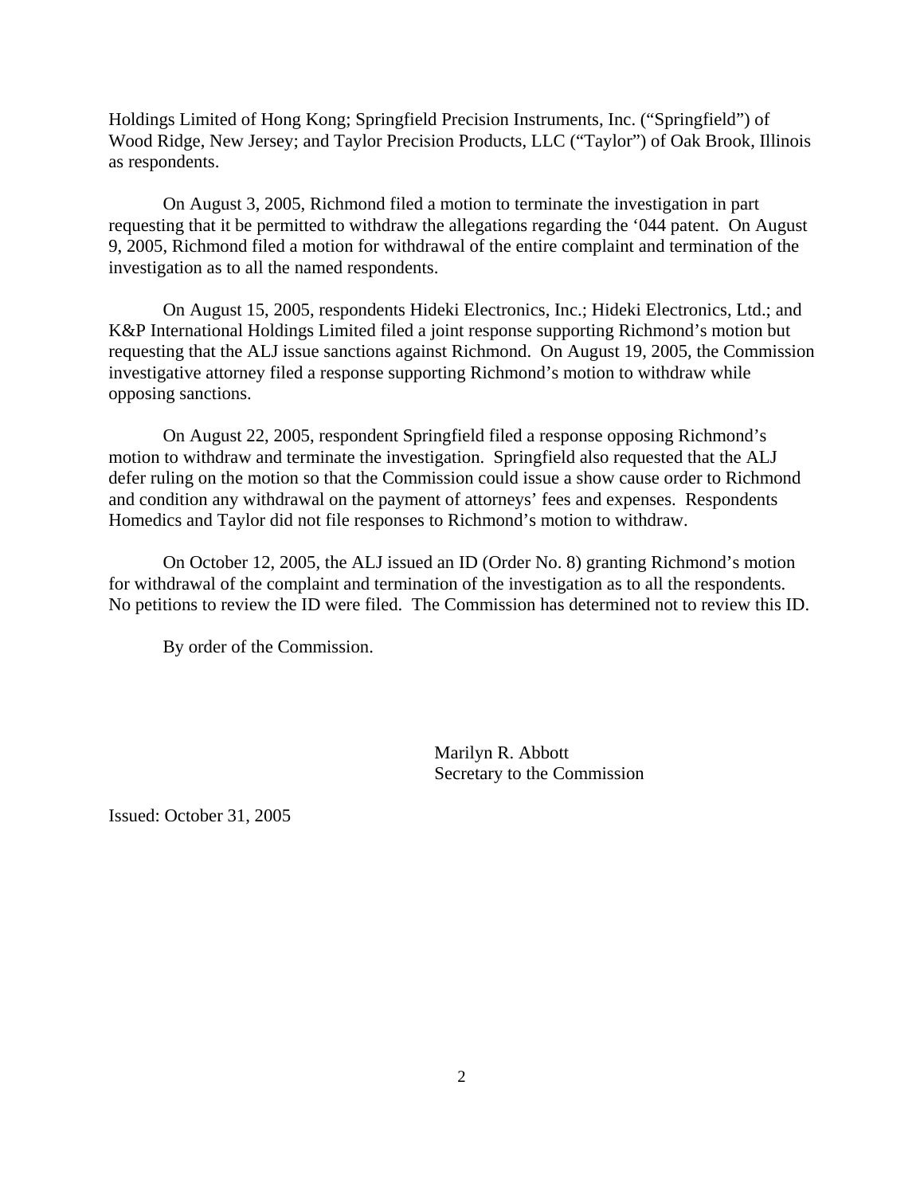Holdings Limited of Hong Kong; Springfield Precision Instruments, Inc. ("Springfield") of Wood Ridge, New Jersey; and Taylor Precision Products, LLC ("Taylor") of Oak Brook, Illinois as respondents.

On August 3, 2005, Richmond filed a motion to terminate the investigation in part requesting that it be permitted to withdraw the allegations regarding the '044 patent. On August 9, 2005, Richmond filed a motion for withdrawal of the entire complaint and termination of the investigation as to all the named respondents.

On August 15, 2005, respondents Hideki Electronics, Inc.; Hideki Electronics, Ltd.; and K&P International Holdings Limited filed a joint response supporting Richmond's motion but requesting that the ALJ issue sanctions against Richmond. On August 19, 2005, the Commission investigative attorney filed a response supporting Richmond's motion to withdraw while opposing sanctions.

On August 22, 2005, respondent Springfield filed a response opposing Richmond's motion to withdraw and terminate the investigation. Springfield also requested that the ALJ defer ruling on the motion so that the Commission could issue a show cause order to Richmond and condition any withdrawal on the payment of attorneys' fees and expenses. Respondents Homedics and Taylor did not file responses to Richmond's motion to withdraw.

On October 12, 2005, the ALJ issued an ID (Order No. 8) granting Richmond's motion for withdrawal of the complaint and termination of the investigation as to all the respondents. No petitions to review the ID were filed. The Commission has determined not to review this ID.

By order of the Commission.

Marilyn R. Abbott
Secretary to the Commission

Issued: October 31, 2005